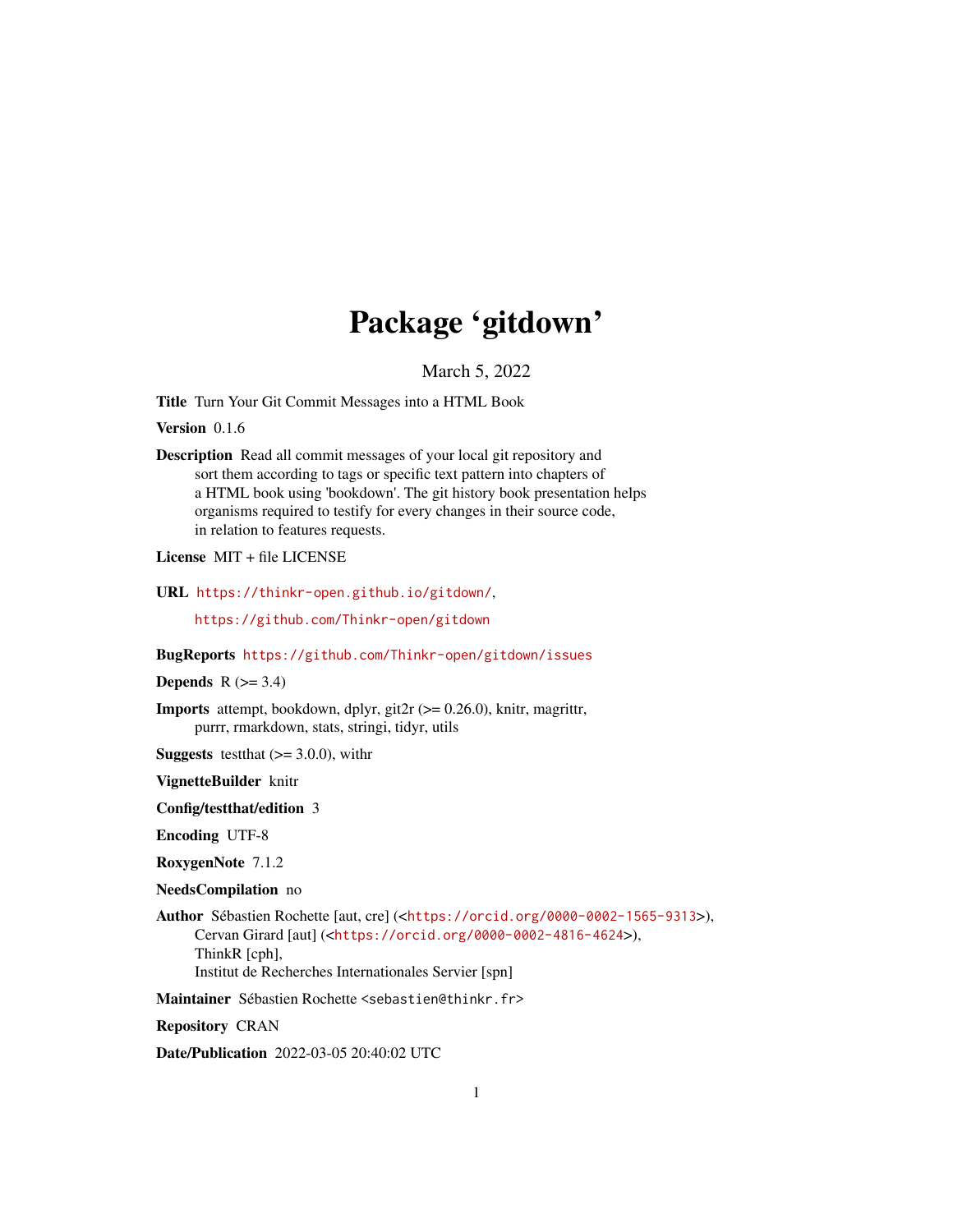# Package 'gitdown'

March 5, 2022

**Title** Turn Your Git Commit Messages into a HTML Book

**Version** 0.1.6

**Description** Read all commit messages of your local git repository and sort them according to tags or specific text pattern into chapters of a HTML book using 'bookdown'. The git history book presentation helps organisms required to testify for every changes in their source code, in relation to features requests.

**License** MIT + file LICENSE

**URL** https://thinkr-open.github.io/gitdown/,
https://github.com/Thinkr-open/gitdown

**BugReports** https://github.com/Thinkr-open/gitdown/issues

**Depends** R (>= 3.4)

**Imports** attempt, bookdown, dplyr, git2r (>= 0.26.0), knitr, magrittr, purrr, rmarkdown, stats, stringi, tidyr, utils

**Suggests** testthat (>= 3.0.0), withr

**VignetteBuilder** knitr

**Config/testthat/edition** 3

**Encoding** UTF-8

**RoxygenNote** 7.1.2

**NeedsCompilation** no

**Author** Sébastien Rochette [aut, cre] (<https://orcid.org/0000-0002-1565-9313>),
Cervan Girard [aut] (<https://orcid.org/0000-0002-4816-4624>),
ThinkR [cph],
Institut de Recherches Internationales Servier [spn]

**Maintainer** Sébastien Rochette <sebastien@thinkr.fr>

**Repository** CRAN

**Date/Publication** 2022-03-05 20:40:02 UTC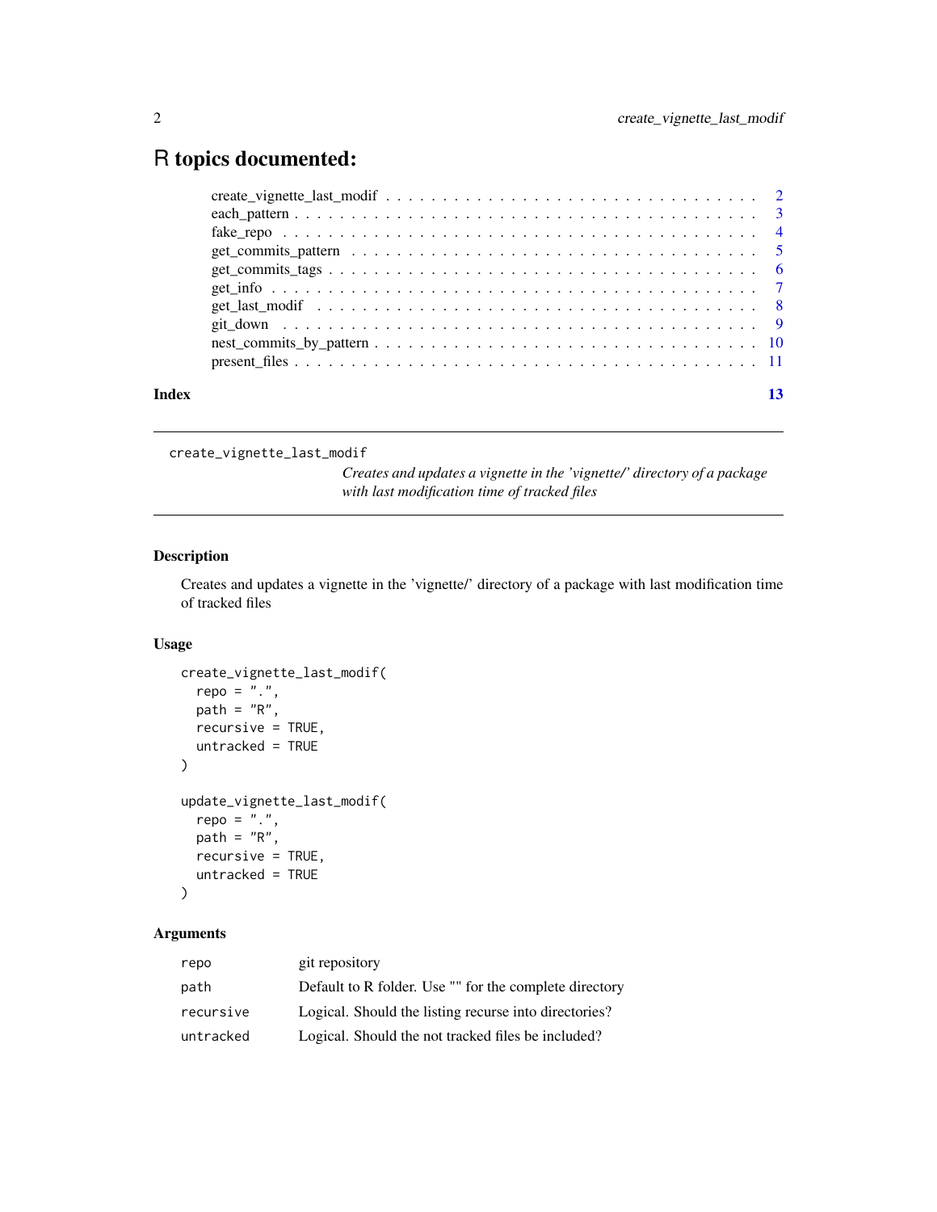# R topics documented:

| | |
|---|---|
| create_vignette_last_modif | 2 |
| each_pattern | 3 |
| fake_repo | 4 |
| get_commits_pattern | 5 |
| get_commits_tags | 6 |
| get_info | 7 |
| get_last_modif | 8 |
| git_down | 9 |
| nest_commits_by_pattern | 10 |
| present_files | 11 |
| **Index** | **13** |

---

`create_vignette_last_modif`

*Creates and updates a vignette in the 'vignette/' directory of a package with last modification time of tracked files*

---

### Description

Creates and updates a vignette in the 'vignette/' directory of a package with last modification time of tracked files

### Usage

```
create_vignette_last_modif(
  repo = ".",
  path = "R",
  recursive = TRUE,
  untracked = TRUE
)

update_vignette_last_modif(
  repo = ".",
  path = "R",
  recursive = TRUE,
  untracked = TRUE
)
```

### Arguments

| | |
|---|---|
| `repo` | git repository |
| `path` | Default to R folder. Use "" for the complete directory |
| `recursive` | Logical. Should the listing recurse into directories? |
| `untracked` | Logical. Should the not tracked files be included? |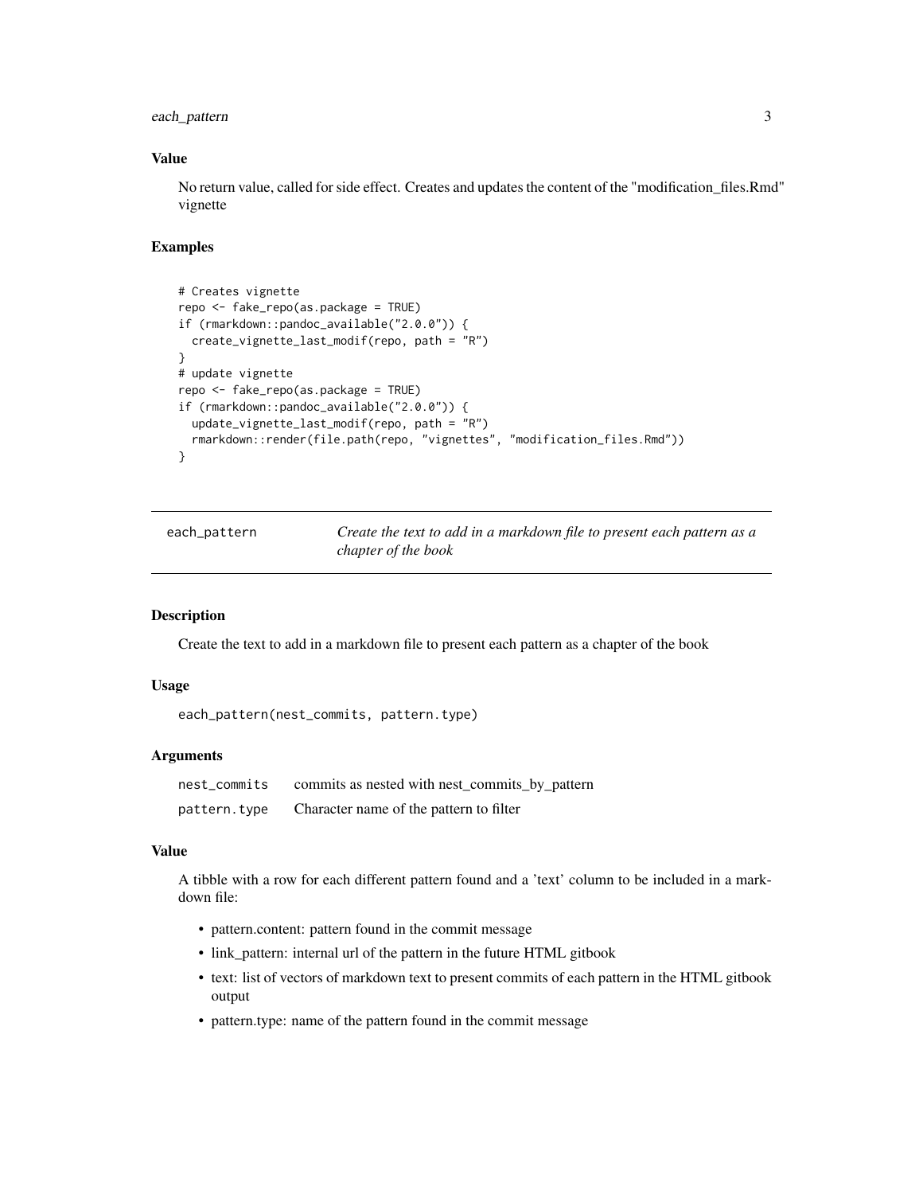## Value

No return value, called for side effect. Creates and updates the content of the "modification_files.Rmd" vignette

## Examples

```
# Creates vignette
repo <- fake_repo(as.package = TRUE)
if (rmarkdown::pandoc_available("2.0.0")) {
  create_vignette_last_modif(repo, path = "R")
}
# update vignette
repo <- fake_repo(as.package = TRUE)
if (rmarkdown::pandoc_available("2.0.0")) {
  update_vignette_last_modif(repo, path = "R")
  rmarkdown::render(file.path(repo, "vignettes", "modification_files.Rmd"))
}
```

---

# each_pattern

*Create the text to add in a markdown file to present each pattern as a chapter of the book*

## Description

Create the text to add in a markdown file to present each pattern as a chapter of the book

## Usage

```
each_pattern(nest_commits, pattern.type)
```

## Arguments

| | |
|---|---|
| nest_commits | commits as nested with nest_commits_by_pattern |
| pattern.type | Character name of the pattern to filter |

## Value

A tibble with a row for each different pattern found and a 'text' column to be included in a markdown file:

- pattern.content: pattern found in the commit message
- link_pattern: internal url of the pattern in the future HTML gitbook
- text: list of vectors of markdown text to present commits of each pattern in the HTML gitbook output
- pattern.type: name of the pattern found in the commit message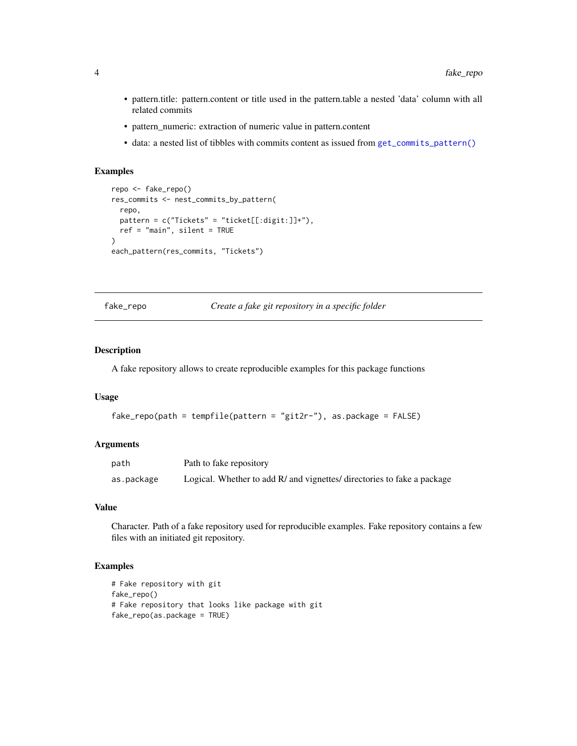- pattern.title: pattern.content or title used in the pattern.table a nested 'data' column with all related commits
- pattern_numeric: extraction of numeric value in pattern.content
- data: a nested list of tibbles with commits content as issued from `get_commits_pattern()`

### Examples

```
repo <- fake_repo()
res_commits <- nest_commits_by_pattern(
  repo,
  pattern = c("Tickets" = "ticket[[:digit:]]+"),
  ref = "main", silent = TRUE
)
each_pattern(res_commits, "Tickets")
```

---

## fake_repo — *Create a fake git repository in a specific folder*

---

### Description

A fake repository allows to create reproducible examples for this package functions

### Usage

```
fake_repo(path = tempfile(pattern = "git2r-"), as.package = FALSE)
```

### Arguments

| | |
|---|---|
| `path` | Path to fake repository |
| `as.package` | Logical. Whether to add R/ and vignettes/ directories to fake a package |

### Value

Character. Path of a fake repository used for reproducible examples. Fake repository contains a few files with an initiated git repository.

### Examples

```
# Fake repository with git
fake_repo()
# Fake repository that looks like package with git
fake_repo(as.package = TRUE)
```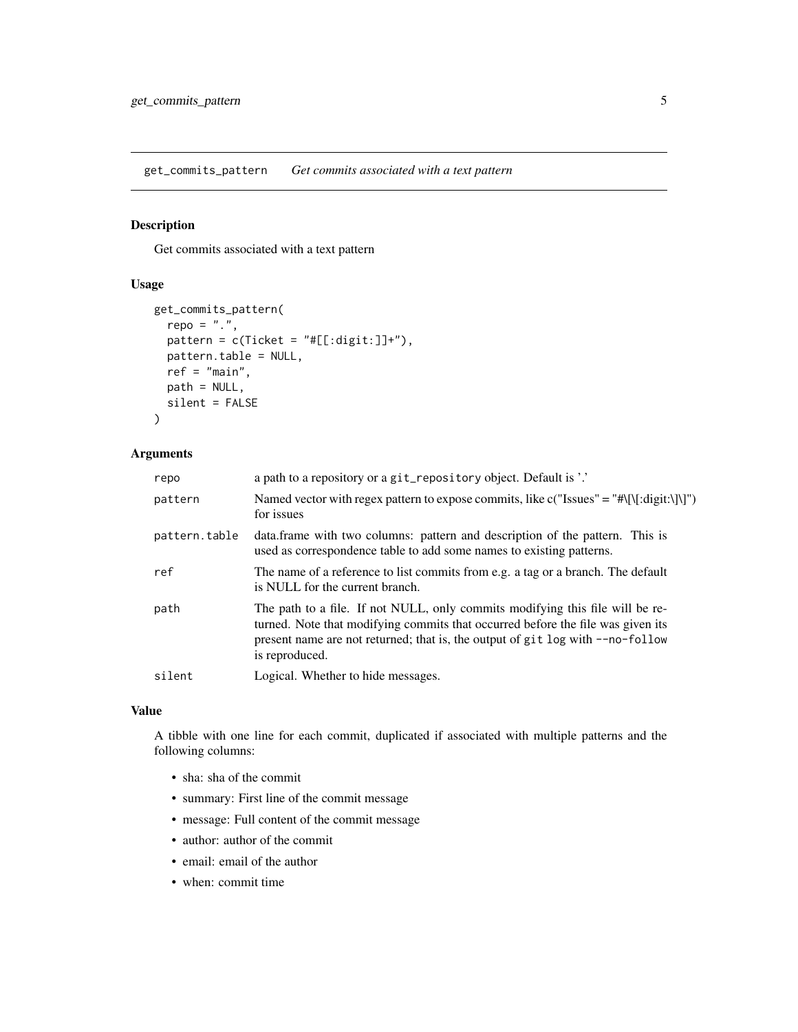## get_commits_pattern *Get commits associated with a text pattern*

### Description

Get commits associated with a text pattern

### Usage

```
get_commits_pattern(
  repo = ".",
  pattern = c(Ticket = "#[[:digit:]]+"),
  pattern.table = NULL,
  ref = "main",
  path = NULL,
  silent = FALSE
)
```

### Arguments

| | |
|---|---|
| `repo` | a path to a repository or a `git_repository` object. Default is '.' |
| `pattern` | Named vector with regex pattern to expose commits, like c("Issues" = "#\[\[:digit:\]\]") for issues |
| `pattern.table` | data.frame with two columns: pattern and description of the pattern. This is used as correspondence table to add some names to existing patterns. |
| `ref` | The name of a reference to list commits from e.g. a tag or a branch. The default is NULL for the current branch. |
| `path` | The path to a file. If not NULL, only commits modifying this file will be returned. Note that modifying commits that occurred before the file was given its present name are not returned; that is, the output of `git log` with `--no-follow` is reproduced. |
| `silent` | Logical. Whether to hide messages. |

### Value

A tibble with one line for each commit, duplicated if associated with multiple patterns and the following columns:

- sha: sha of the commit
- summary: First line of the commit message
- message: Full content of the commit message
- author: author of the commit
- email: email of the author
- when: commit time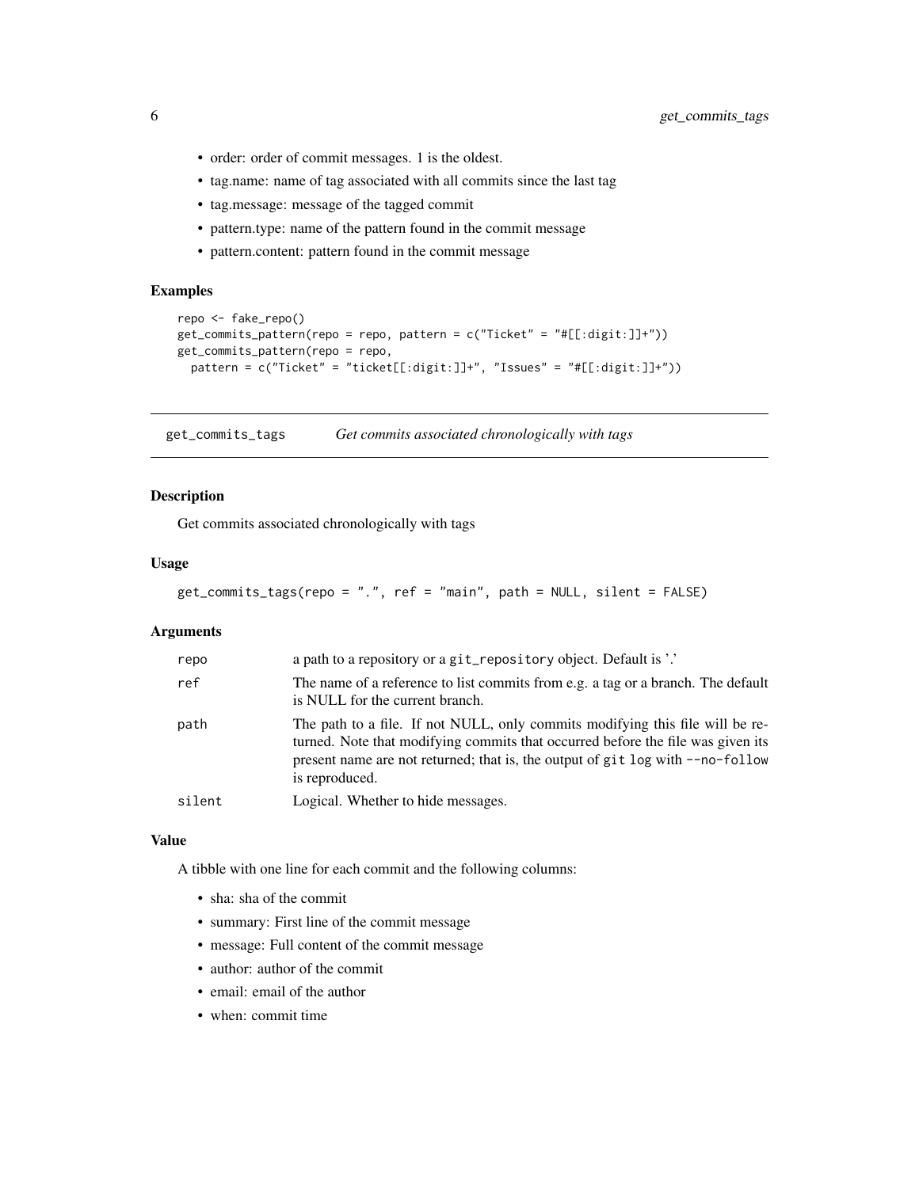- order: order of commit messages. 1 is the oldest.
- tag.name: name of tag associated with all commits since the last tag
- tag.message: message of the tagged commit
- pattern.type: name of the pattern found in the commit message
- pattern.content: pattern found in the commit message

### Examples

```
repo <- fake_repo()
get_commits_pattern(repo = repo, pattern = c("Ticket" = "#[[:digit:]]+"))
get_commits_pattern(repo = repo,
  pattern = c("Ticket" = "ticket[[:digit:]]+", "Issues" = "#[[:digit:]]+"))
```

---

## get_commits_tags &emsp; *Get commits associated chronologically with tags*

### Description

Get commits associated chronologically with tags

### Usage

```
get_commits_tags(repo = ".", ref = "main", path = NULL, silent = FALSE)
```

### Arguments

| | |
|---|---|
| `repo` | a path to a repository or a `git_repository` object. Default is '.' |
| `ref` | The name of a reference to list commits from e.g. a tag or a branch. The default is NULL for the current branch. |
| `path` | The path to a file. If not NULL, only commits modifying this file will be returned. Note that modifying commits that occurred before the file was given its present name are not returned; that is, the output of `git log` with `--no-follow` is reproduced. |
| `silent` | Logical. Whether to hide messages. |

### Value

A tibble with one line for each commit and the following columns:

- sha: sha of the commit
- summary: First line of the commit message
- message: Full content of the commit message
- author: author of the commit
- email: email of the author
- when: commit time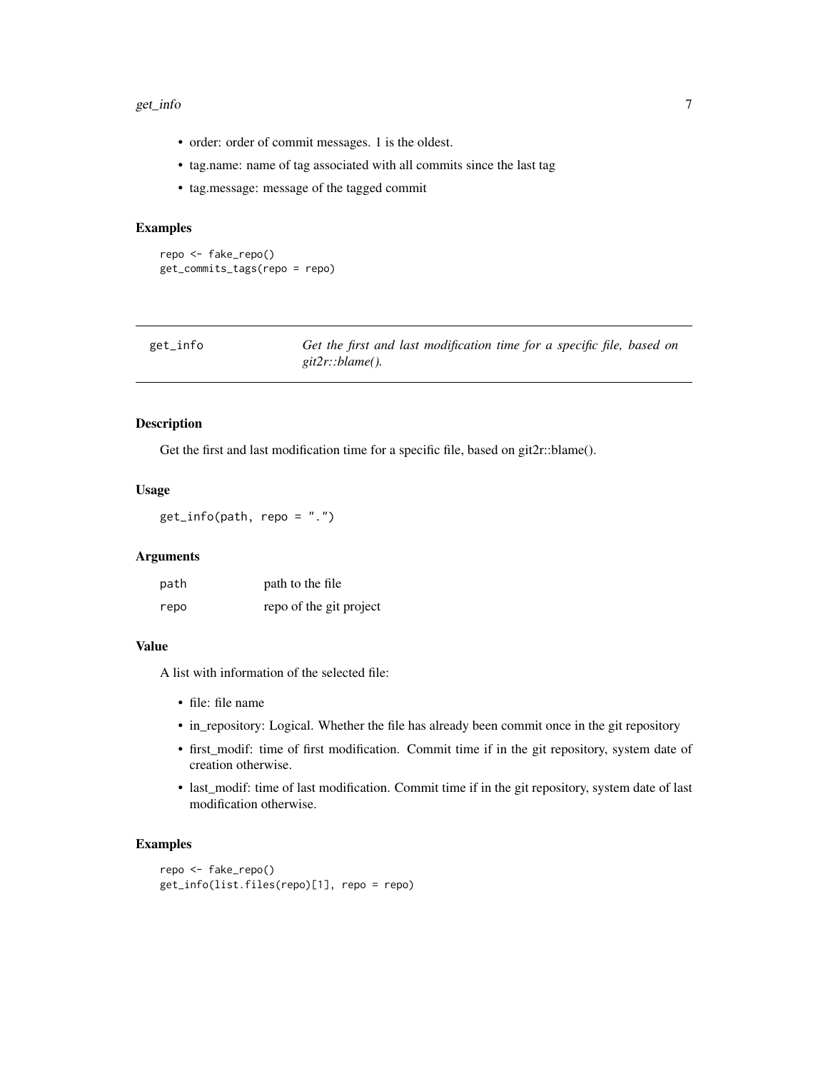- order: order of commit messages. 1 is the oldest.
- tag.name: name of tag associated with all commits since the last tag
- tag.message: message of the tagged commit

### Examples

```
repo <- fake_repo()
get_commits_tags(repo = repo)
```

---

## get_info — *Get the first and last modification time for a specific file, based on git2r::blame().*

---

### Description

Get the first and last modification time for a specific file, based on git2r::blame().

### Usage

```
get_info(path, repo = ".")
```

### Arguments

| | |
|---|---|
| `path` | path to the file |
| `repo` | repo of the git project |

### Value

A list with information of the selected file:

- file: file name
- in_repository: Logical. Whether the file has already been commit once in the git repository
- first_modif: time of first modification. Commit time if in the git repository, system date of creation otherwise.
- last_modif: time of last modification. Commit time if in the git repository, system date of last modification otherwise.

### Examples

```
repo <- fake_repo()
get_info(list.files(repo)[1], repo = repo)
```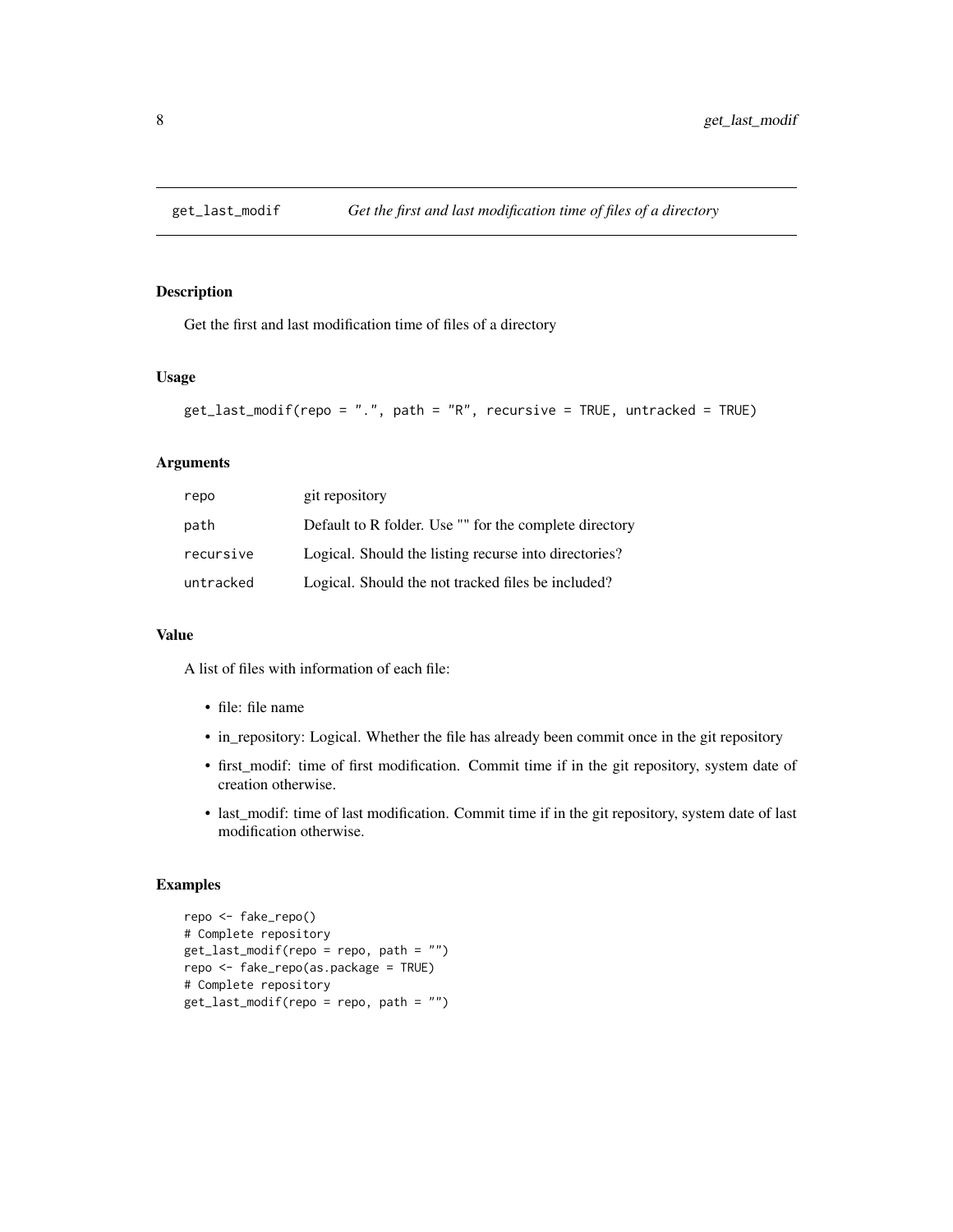## get_last_modif — *Get the first and last modification time of files of a directory*

### Description

Get the first and last modification time of files of a directory

### Usage

```
get_last_modif(repo = ".", path = "R", recursive = TRUE, untracked = TRUE)
```

### Arguments

| | |
|---|---|
| `repo` | git repository |
| `path` | Default to R folder. Use "" for the complete directory |
| `recursive` | Logical. Should the listing recurse into directories? |
| `untracked` | Logical. Should the not tracked files be included? |

### Value

A list of files with information of each file:

- file: file name
- in_repository: Logical. Whether the file has already been commit once in the git repository
- first_modif: time of first modification. Commit time if in the git repository, system date of creation otherwise.
- last_modif: time of last modification. Commit time if in the git repository, system date of last modification otherwise.

### Examples

```
repo <- fake_repo()
# Complete repository
get_last_modif(repo = repo, path = "")
repo <- fake_repo(as.package = TRUE)
# Complete repository
get_last_modif(repo = repo, path = "")
```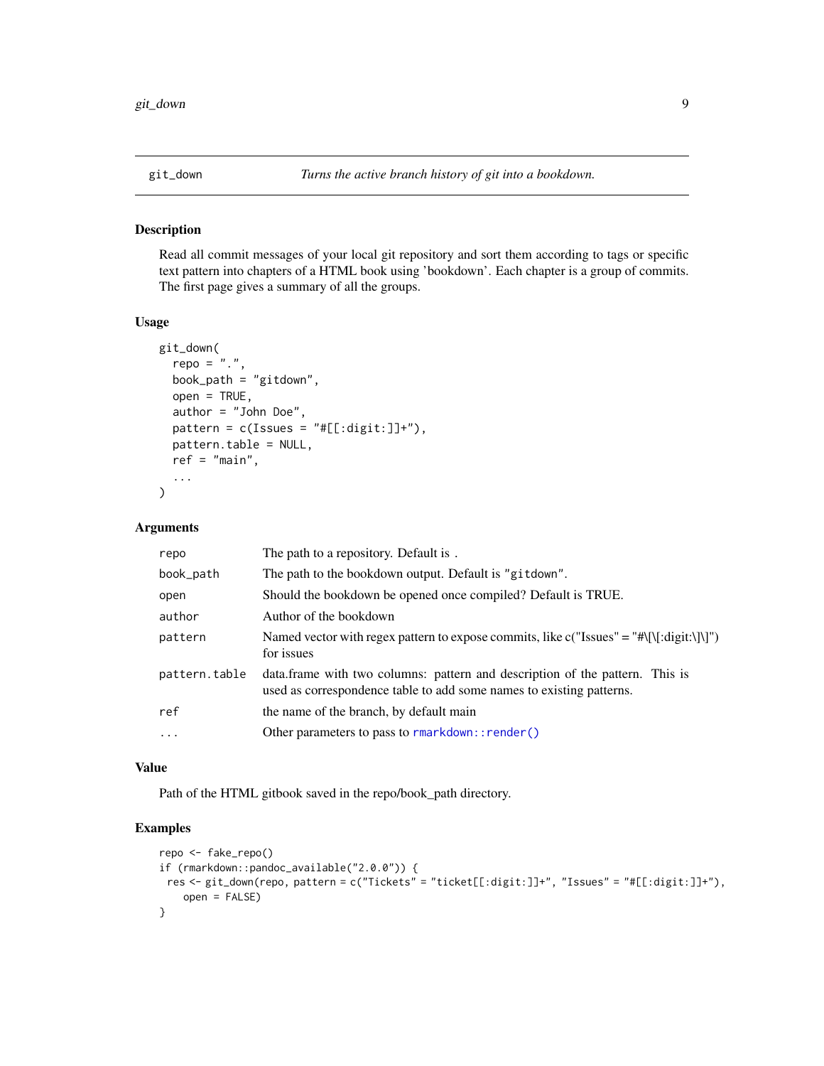# git_down

*Turns the active branch history of git into a bookdown.*

## Description

Read all commit messages of your local git repository and sort them according to tags or specific text pattern into chapters of a HTML book using 'bookdown'. Each chapter is a group of commits. The first page gives a summary of all the groups.

## Usage

```
git_down(
  repo = ".",
  book_path = "gitdown",
  open = TRUE,
  author = "John Doe",
  pattern = c(Issues = "#[[:digit:]]+"),
  pattern.table = NULL,
  ref = "main",
  ...
)
```

## Arguments

| | |
|---|---|
| `repo` | The path to a repository. Default is . |
| `book_path` | The path to the bookdown output. Default is `"gitdown"`. |
| `open` | Should the bookdown be opened once compiled? Default is TRUE. |
| `author` | Author of the bookdown |
| `pattern` | Named vector with regex pattern to expose commits, like c("Issues" = "#\[\[:digit:\]\]") for issues |
| `pattern.table` | data.frame with two columns: pattern and description of the pattern. This is used as correspondence table to add some names to existing patterns. |
| `ref` | the name of the branch, by default main |
| `...` | Other parameters to pass to `rmarkdown::render()` |

## Value

Path of the HTML gitbook saved in the repo/book_path directory.

## Examples

```
repo <- fake_repo()
if (rmarkdown::pandoc_available("2.0.0")) {
 res <- git_down(repo, pattern = c("Tickets" = "ticket[[:digit:]]+", "Issues" = "#[[:digit:]]+"),
    open = FALSE)
}
```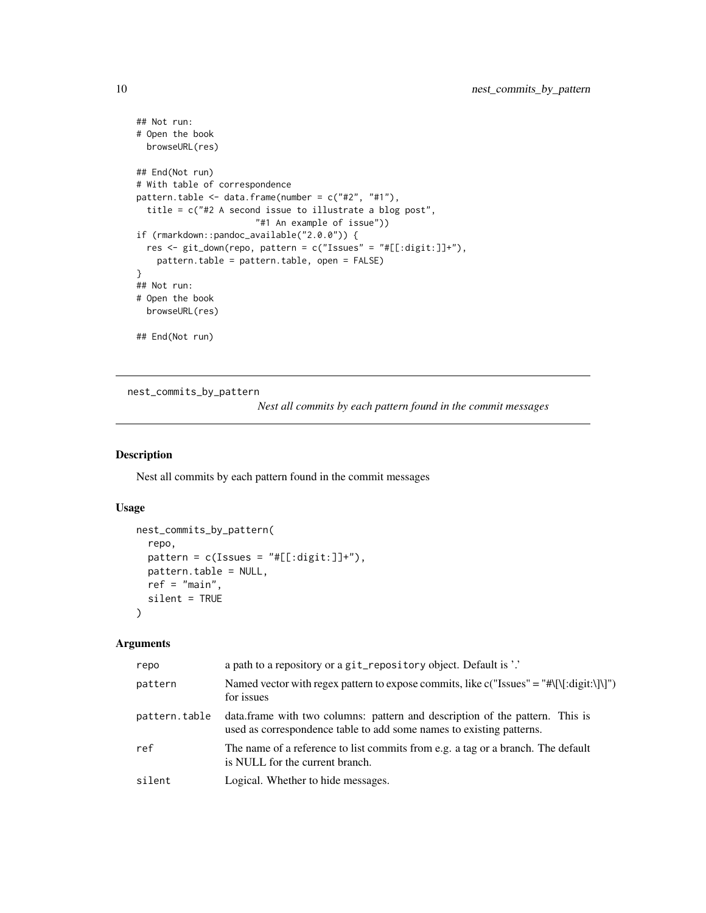```
## Not run:
# Open the book
  browseURL(res)

## End(Not run)
# With table of correspondence
pattern.table <- data.frame(number = c("#2", "#1"),
  title = c("#2 A second issue to illustrate a blog post",
                       "#1 An example of issue"))
if (rmarkdown::pandoc_available("2.0.0")) {
  res <- git_down(repo, pattern = c("Issues" = "#[[:digit:]]+"),
    pattern.table = pattern.table, open = FALSE)
}
## Not run:
# Open the book
  browseURL(res)

## End(Not run)
```

---

## nest_commits_by_pattern

*Nest all commits by each pattern found in the commit messages*

---

### Description

Nest all commits by each pattern found in the commit messages

### Usage

```
nest_commits_by_pattern(
  repo,
  pattern = c(Issues = "#[[:digit:]]+"),
  pattern.table = NULL,
  ref = "main",
  silent = TRUE
)
```

### Arguments

| | |
|---|---|
| repo | a path to a repository or a git_repository object. Default is '.' |
| pattern | Named vector with regex pattern to expose commits, like c("Issues" = "#\[\[:digit:\]\]") for issues |
| pattern.table | data.frame with two columns: pattern and description of the pattern. This is used as correspondence table to add some names to existing patterns. |
| ref | The name of a reference to list commits from e.g. a tag or a branch. The default is NULL for the current branch. |
| silent | Logical. Whether to hide messages. |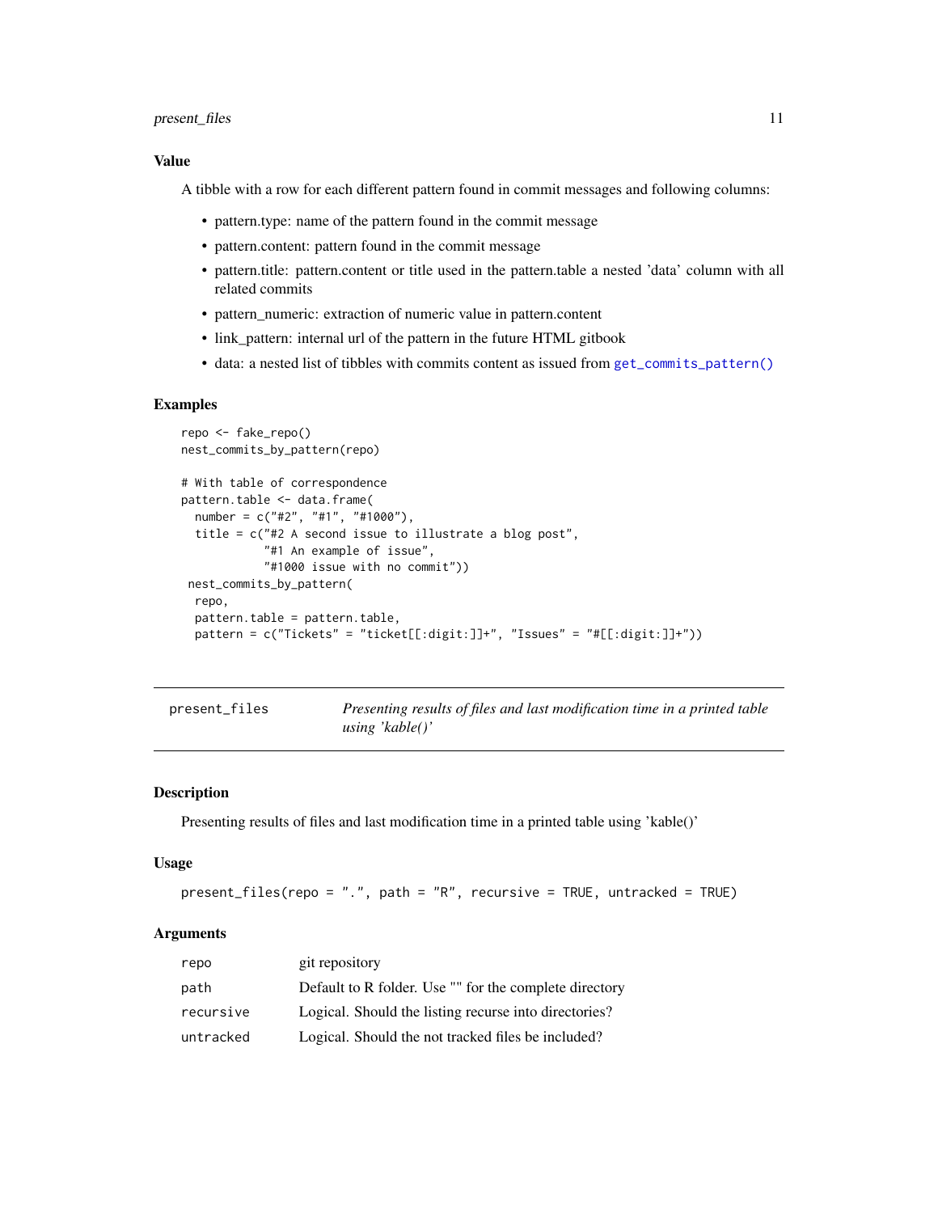### Value

A tibble with a row for each different pattern found in commit messages and following columns:

- pattern.type: name of the pattern found in the commit message
- pattern.content: pattern found in the commit message
- pattern.title: pattern.content or title used in the pattern.table a nested 'data' column with all related commits
- pattern_numeric: extraction of numeric value in pattern.content
- link_pattern: internal url of the pattern in the future HTML gitbook
- data: a nested list of tibbles with commits content as issued from `get_commits_pattern()`

### Examples

```
repo <- fake_repo()
nest_commits_by_pattern(repo)

# With table of correspondence
pattern.table <- data.frame(
  number = c("#2", "#1", "#1000"),
  title = c("#2 A second issue to illustrate a blog post",
            "#1 An example of issue",
            "#1000 issue with no commit"))
 nest_commits_by_pattern(
  repo,
  pattern.table = pattern.table,
  pattern = c("Tickets" = "ticket[[:digit:]]+", "Issues" = "#[[:digit:]]+"))
```

---

## present_files — *Presenting results of files and last modification time in a printed table using 'kable()'*

---

### Description

Presenting results of files and last modification time in a printed table using 'kable()'

### Usage

```
present_files(repo = ".", path = "R", recursive = TRUE, untracked = TRUE)
```

### Arguments

| | |
|---|---|
| repo | git repository |
| path | Default to R folder. Use "" for the complete directory |
| recursive | Logical. Should the listing recurse into directories? |
| untracked | Logical. Should the not tracked files be included? |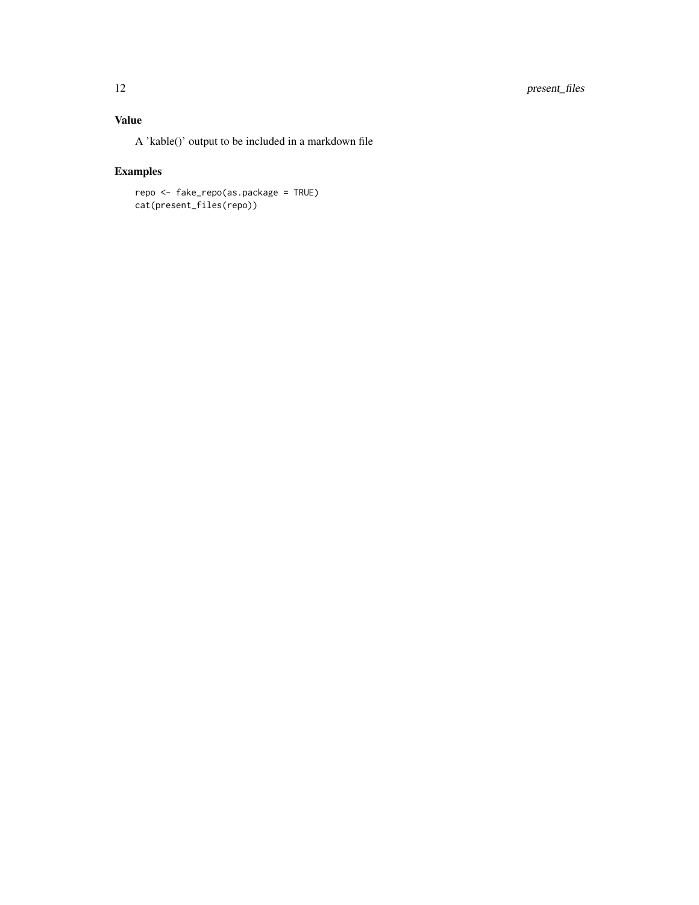## Value

A 'kable()' output to be included in a markdown file

## Examples

```
repo <- fake_repo(as.package = TRUE)
cat(present_files(repo))
```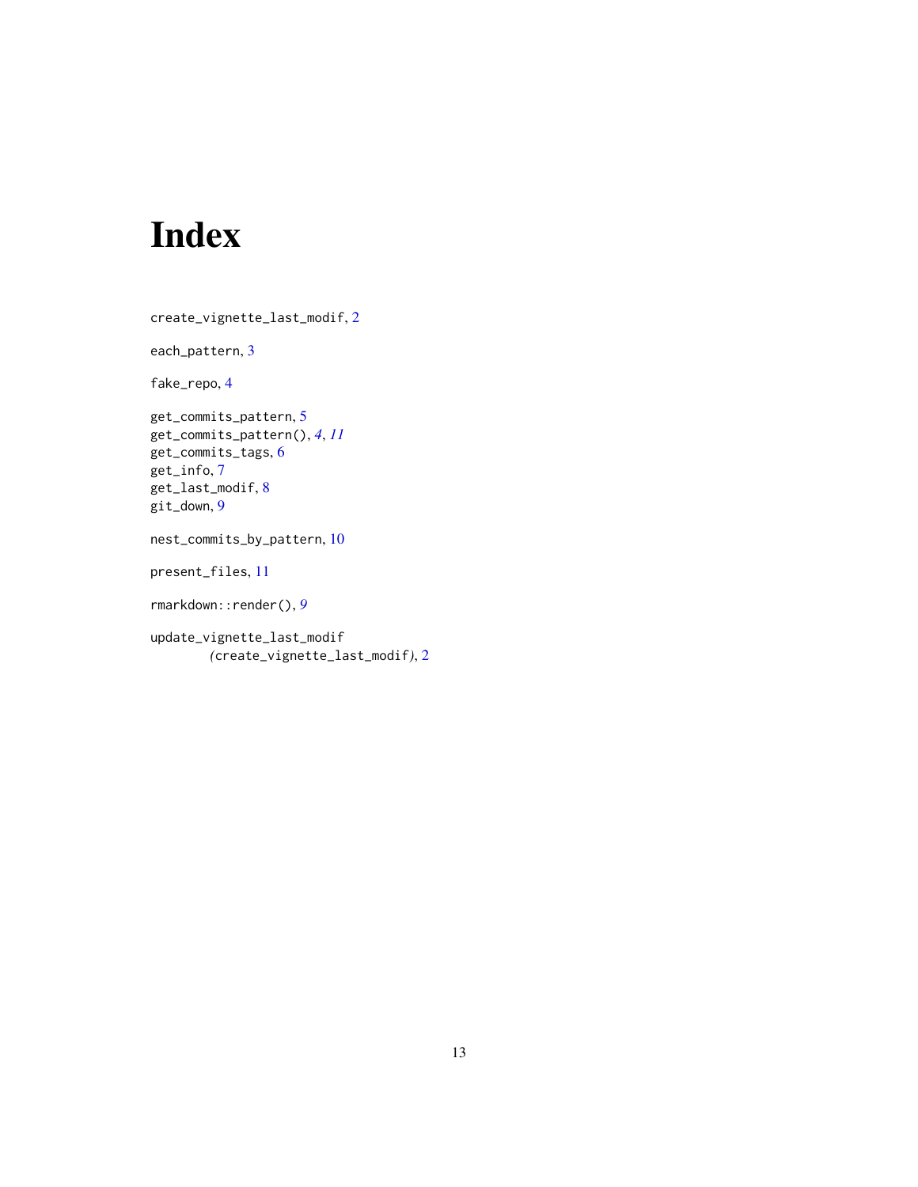# Index

create_vignette_last_modif, 2

each_pattern, 3

fake_repo, 4

get_commits_pattern, 5
get_commits_pattern(), *4*, *11*
get_commits_tags, 6
get_info, 7
get_last_modif, 8
git_down, 9

nest_commits_by_pattern, 10

present_files, 11

rmarkdown::render(), *9*

update_vignette_last_modif
    *(*create_vignette_last_modif*)*, 2